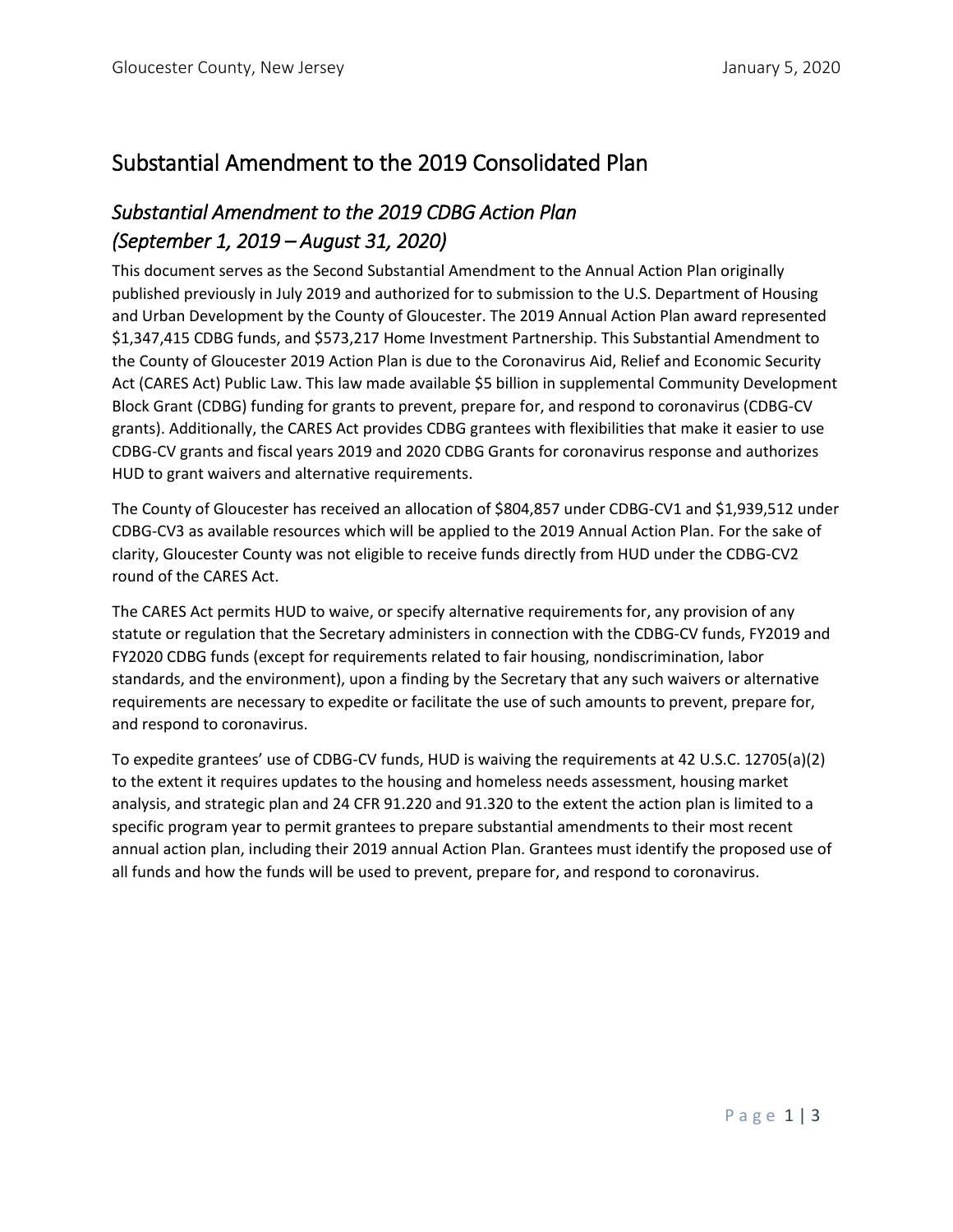# Substantial Amendment to the 2019 Consolidated Plan

## *Substantial Amendment to the 2019 CDBG Action Plan (September 1, 2019 – August 31, 2020)*

This document serves as the Second Substantial Amendment to the Annual Action Plan originally published previously in July 2019 and authorized for to submission to the U.S. Department of Housing and Urban Development by the County of Gloucester. The 2019 Annual Action Plan award represented $1,347,415 CDBG funds, and $573,217 Home Investment Partnership. This Substantial Amendment to the County of Gloucester 2019 Action Plan is due to the Coronavirus Aid, Relief and Economic Security Act (CARES Act) Public Law. This law made available $5 billion in supplemental Community Development Block Grant (CDBG) funding for grants to prevent, prepare for, and respond to coronavirus (CDBG-CV grants). Additionally, the CARES Act provides CDBG grantees with flexibilities that make it easier to use CDBG-CV grants and fiscal years 2019 and 2020 CDBG Grants for coronavirus response and authorizes HUD to grant waivers and alternative requirements.

The County of Gloucester has received an allocation of $804,857 under CDBG-CV1 and $1,939,512 under CDBG-CV3 as available resources which will be applied to the 2019 Annual Action Plan. For the sake of clarity, Gloucester County was not eligible to receive funds directly from HUD under the CDBG-CV2 round of the CARES Act.

The CARES Act permits HUD to waive, or specify alternative requirements for, any provision of any statute or regulation that the Secretary administers in connection with the CDBG-CV funds, FY2019 and FY2020 CDBG funds (except for requirements related to fair housing, nondiscrimination, labor standards, and the environment), upon a finding by the Secretary that any such waivers or alternative requirements are necessary to expedite or facilitate the use of such amounts to prevent, prepare for, and respond to coronavirus.

To expedite grantees' use of CDBG-CV funds, HUD is waiving the requirements at 42 U.S.C. 12705(a)(2) to the extent it requires updates to the housing and homeless needs assessment, housing market analysis, and strategic plan and 24 CFR 91.220 and 91.320 to the extent the action plan is limited to a specific program year to permit grantees to prepare substantial amendments to their most recent annual action plan, including their 2019 annual Action Plan. Grantees must identify the proposed use of all funds and how the funds will be used to prevent, prepare for, and respond to coronavirus.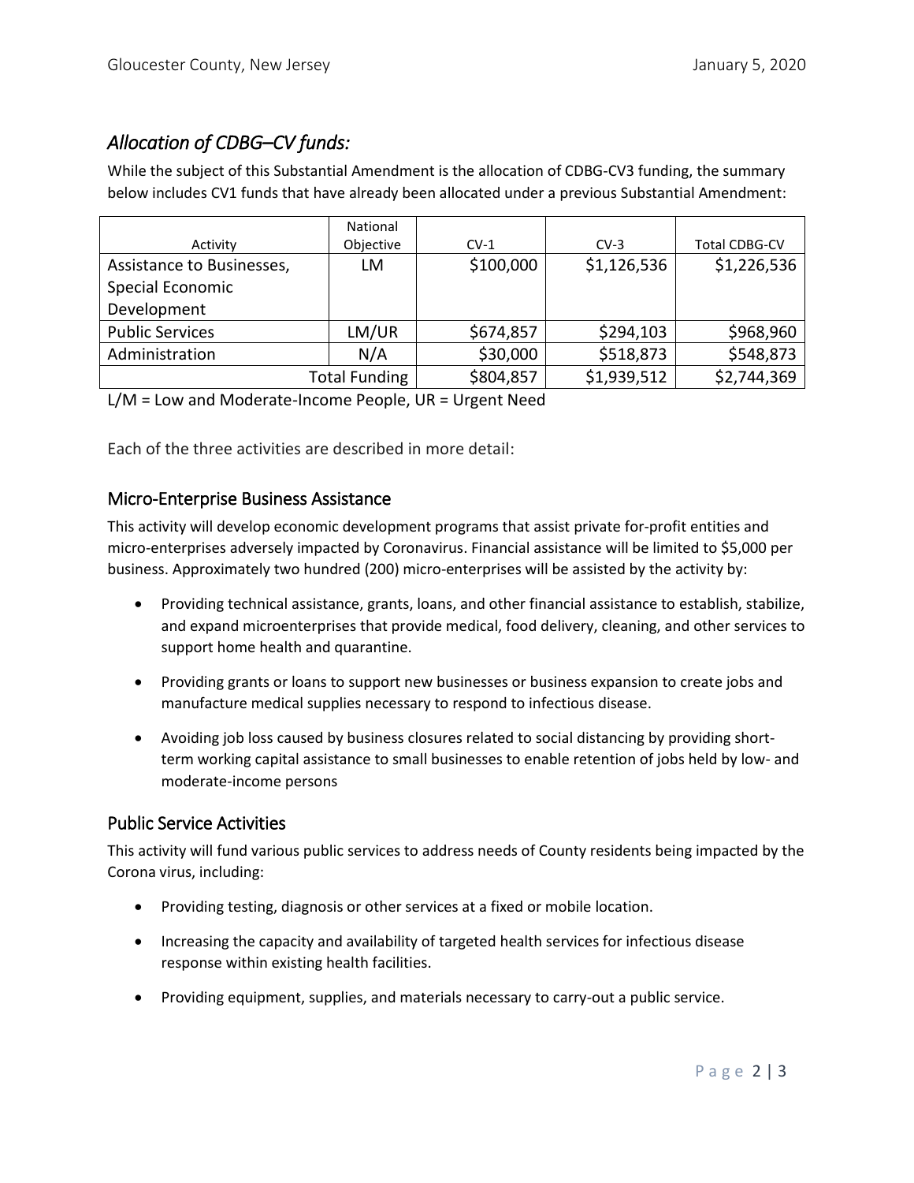## *Allocation of CDBG–CV funds:*

While the subject of this Substantial Amendment is the allocation of CDBG-CV3 funding, the summary below includes CV1 funds that have already been allocated under a previous Substantial Amendment:

| Activity | National Objective | CV-1 | CV-3 | Total CDBG-CV |
|---|---|---|---|---|
| Assistance to Businesses, Special Economic Development | LM | $100,000 | $1,126,536 | $1,226,536 |
| Public Services | LM/UR | $674,857 | $294,103 | $968,960 |
| Administration | N/A | $30,000 | $518,873 | $548,873 |
| | Total Funding | $804,857 | $1,939,512 | $2,744,369 |

L/M = Low and Moderate-Income People, UR = Urgent Need

Each of the three activities are described in more detail:

### Micro-Enterprise Business Assistance

This activity will develop economic development programs that assist private for-profit entities and micro-enterprises adversely impacted by Coronavirus. Financial assistance will be limited to $5,000 per business. Approximately two hundred (200) micro-enterprises will be assisted by the activity by:

- Providing technical assistance, grants, loans, and other financial assistance to establish, stabilize, and expand microenterprises that provide medical, food delivery, cleaning, and other services to support home health and quarantine.
- Providing grants or loans to support new businesses or business expansion to create jobs and manufacture medical supplies necessary to respond to infectious disease.
- Avoiding job loss caused by business closures related to social distancing by providing short-term working capital assistance to small businesses to enable retention of jobs held by low- and moderate-income persons

### Public Service Activities

This activity will fund various public services to address needs of County residents being impacted by the Corona virus, including:

- Providing testing, diagnosis or other services at a fixed or mobile location.
- Increasing the capacity and availability of targeted health services for infectious disease response within existing health facilities.
- Providing equipment, supplies, and materials necessary to carry-out a public service.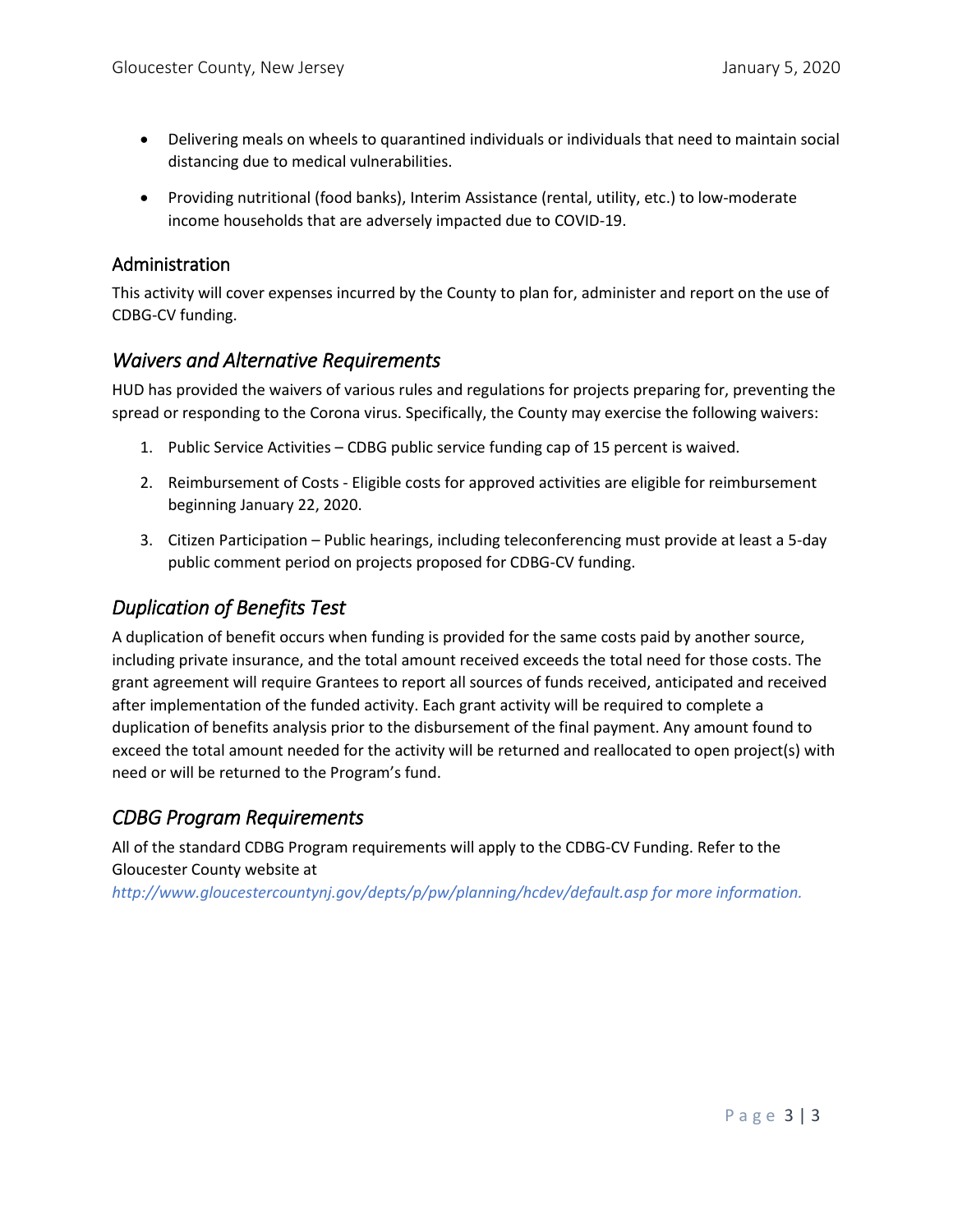- Delivering meals on wheels to quarantined individuals or individuals that need to maintain social distancing due to medical vulnerabilities.
- Providing nutritional (food banks), Interim Assistance (rental, utility, etc.) to low-moderate income households that are adversely impacted due to COVID-19.

### Administration

This activity will cover expenses incurred by the County to plan for, administer and report on the use of CDBG-CV funding.

## *Waivers and Alternative Requirements*

HUD has provided the waivers of various rules and regulations for projects preparing for, preventing the spread or responding to the Corona virus. Specifically, the County may exercise the following waivers:

1. Public Service Activities – CDBG public service funding cap of 15 percent is waived.
2. Reimbursement of Costs - Eligible costs for approved activities are eligible for reimbursement beginning January 22, 2020.
3. Citizen Participation – Public hearings, including teleconferencing must provide at least a 5-day public comment period on projects proposed for CDBG-CV funding.

## *Duplication of Benefits Test*

A duplication of benefit occurs when funding is provided for the same costs paid by another source, including private insurance, and the total amount received exceeds the total need for those costs. The grant agreement will require Grantees to report all sources of funds received, anticipated and received after implementation of the funded activity. Each grant activity will be required to complete a duplication of benefits analysis prior to the disbursement of the final payment. Any amount found to exceed the total amount needed for the activity will be returned and reallocated to open project(s) with need or will be returned to the Program's fund.

## *CDBG Program Requirements*

All of the standard CDBG Program requirements will apply to the CDBG-CV Funding. Refer to the Gloucester County website at *http://www.gloucestercountynj.gov/depts/p/pw/planning/hcdev/default.asp for more information.*